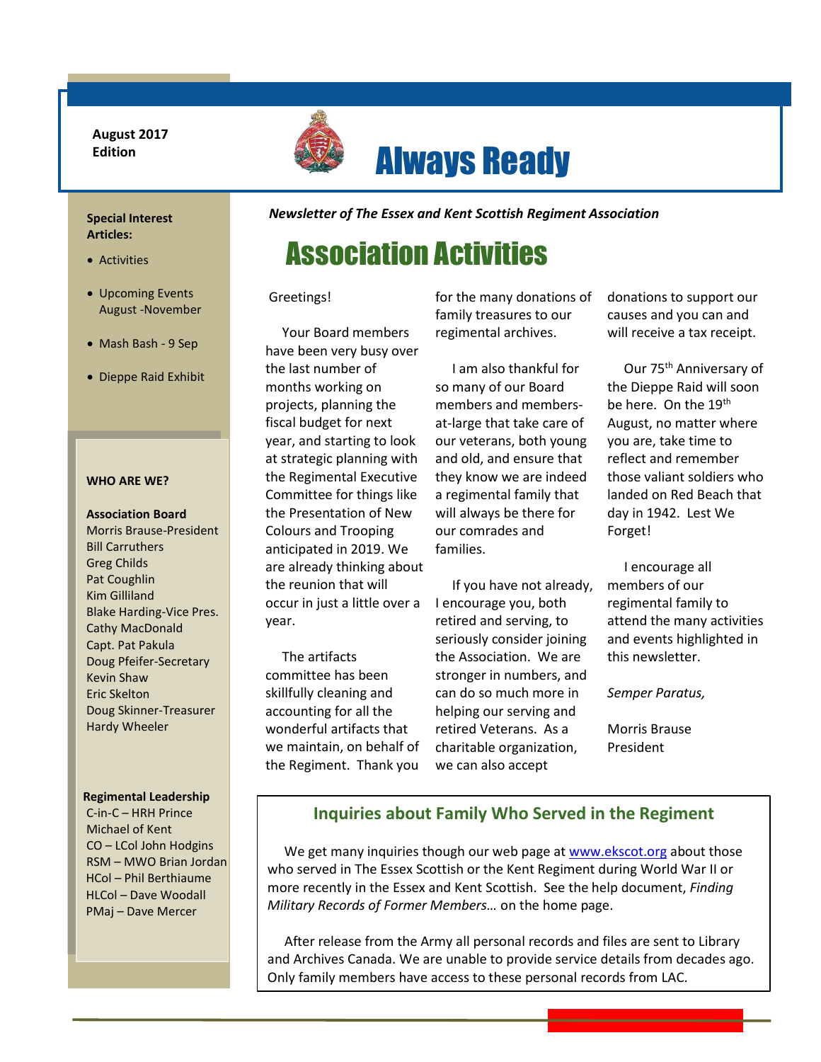August 2017 Edition

# Always Ready

*Newsletter of The Essex and Kent Scottish Regiment Association*

**Special Interest Articles:**

- Activities
- Upcoming Events August -November
- Mash Bash - 9 Sep
- Dieppe Raid Exhibit

**WHO ARE WE?**

**Association Board**
Morris Brause-President
Bill Carruthers
Greg Childs
Pat Coughlin
Kim Gilliland
Blake Harding-Vice Pres.
Cathy MacDonald
Capt. Pat Pakula
Doug Pfeifer-Secretary
Kevin Shaw
Eric Skelton
Doug Skinner-Treasurer
Hardy Wheeler

**Regimental Leadership**
C-in-C – HRH Prince Michael of Kent
CO – LCol John Hodgins
RSM – MWO Brian Jordan
HCol – Phil Berthiaume
HLCol – Dave Woodall
PMaj – Dave Mercer

## Association Activities

Greetings!

Your Board members have been very busy over the last number of months working on projects, planning the fiscal budget for next year, and starting to look at strategic planning with the Regimental Executive Committee for things like the Presentation of New Colours and Trooping anticipated in 2019. We are already thinking about the reunion that will occur in just a little over a year.

The artifacts committee has been skillfully cleaning and accounting for all the wonderful artifacts that we maintain, on behalf of the Regiment. Thank you for the many donations of family treasures to our regimental archives.

I am also thankful for so many of our Board members and members-at-large that take care of our veterans, both young and old, and ensure that they know we are indeed a regimental family that will always be there for our comrades and families.

If you have not already, I encourage you, both retired and serving, to seriously consider joining the Association. We are stronger in numbers, and can do so much more in helping our serving and retired Veterans. As a charitable organization, we can also accept donations to support our causes and you can and will receive a tax receipt.

Our 75th Anniversary of the Dieppe Raid will soon be here. On the 19th August, no matter where you are, take time to reflect and remember those valiant soldiers who landed on Red Beach that day in 1942. Lest We Forget!

I encourage all members of our regimental family to attend the many activities and events highlighted in this newsletter.

*Semper Paratus,*

Morris Brause
President

### Inquiries about Family Who Served in the Regiment

We get many inquiries though our web page at www.ekscot.org about those who served in The Essex Scottish or the Kent Regiment during World War II or more recently in the Essex and Kent Scottish. See the help document, *Finding Military Records of Former Members…* on the home page.

After release from the Army all personal records and files are sent to Library and Archives Canada. We are unable to provide service details from decades ago. Only family members have access to these personal records from LAC.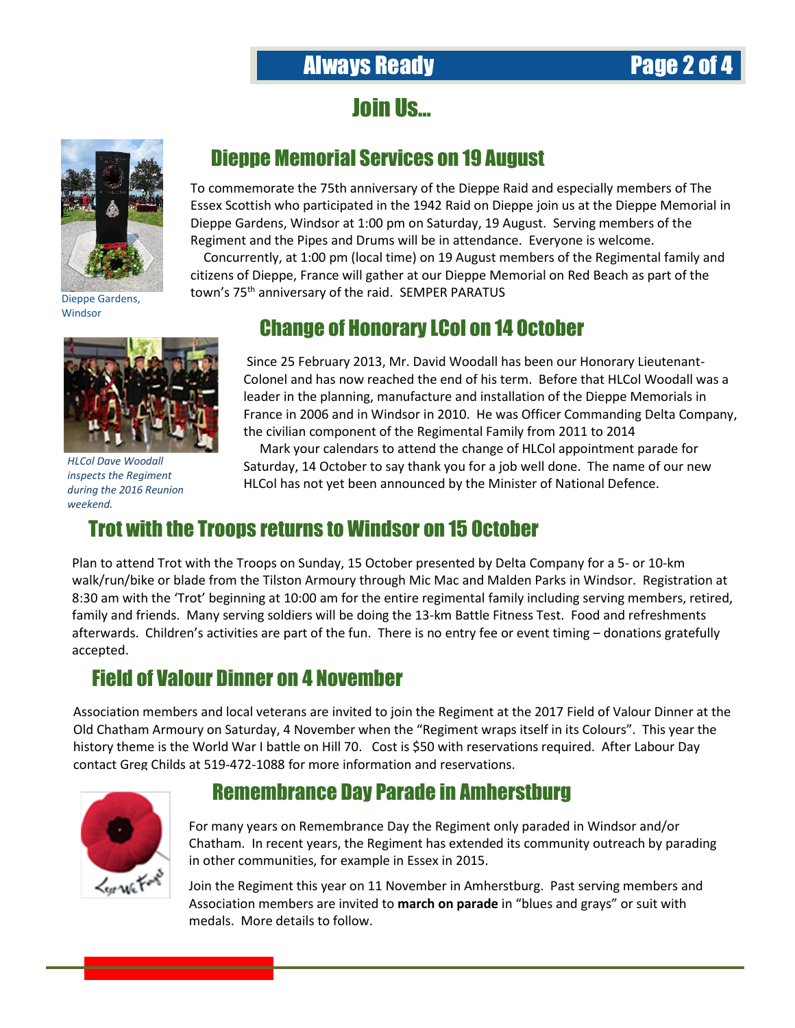# Join Us…

## Dieppe Memorial Services on 19 August

Dieppe Gardens, Windsor

To commemorate the 75th anniversary of the Dieppe Raid and especially members of The Essex Scottish who participated in the 1942 Raid on Dieppe join us at the Dieppe Memorial in Dieppe Gardens, Windsor at 1:00 pm on Saturday, 19 August. Serving members of the Regiment and the Pipes and Drums will be in attendance. Everyone is welcome.

Concurrently, at 1:00 pm (local time) on 19 August members of the Regimental family and citizens of Dieppe, France will gather at our Dieppe Memorial on Red Beach as part of the town's 75th anniversary of the raid. SEMPER PARATUS

## Change of Honorary LCol on 14 October

*HLCol Dave Woodall inspects the Regiment during the 2016 Reunion weekend.*

Since 25 February 2013, Mr. David Woodall has been our Honorary Lieutenant-Colonel and has now reached the end of his term. Before that HLCol Woodall was a leader in the planning, manufacture and installation of the Dieppe Memorials in France in 2006 and in Windsor in 2010. He was Officer Commanding Delta Company, the civilian component of the Regimental Family from 2011 to 2014

Mark your calendars to attend the change of HLCol appointment parade for Saturday, 14 October to say thank you for a job well done. The name of our new HLCol has not yet been announced by the Minister of National Defence.

## Trot with the Troops returns to Windsor on 15 October

Plan to attend Trot with the Troops on Sunday, 15 October presented by Delta Company for a 5- or 10-km walk/run/bike or blade from the Tilston Armoury through Mic Mac and Malden Parks in Windsor. Registration at 8:30 am with the 'Trot' beginning at 10:00 am for the entire regimental family including serving members, retired, family and friends. Many serving soldiers will be doing the 13-km Battle Fitness Test. Food and refreshments afterwards. Children's activities are part of the fun. There is no entry fee or event timing – donations gratefully accepted.

## Field of Valour Dinner on 4 November

Association members and local veterans are invited to join the Regiment at the 2017 Field of Valour Dinner at the Old Chatham Armoury on Saturday, 4 November when the "Regiment wraps itself in its Colours". This year the history theme is the World War I battle on Hill 70. Cost is $50 with reservations required. After Labour Day contact Greg Childs at 519-472-1088 for more information and reservations.

## Remembrance Day Parade in Amherstburg

For many years on Remembrance Day the Regiment only paraded in Windsor and/or Chatham. In recent years, the Regiment has extended its community outreach by parading in other communities, for example in Essex in 2015.

Join the Regiment this year on 11 November in Amherstburg. Past serving members and Association members are invited to **march on parade** in "blues and grays" or suit with medals. More details to follow.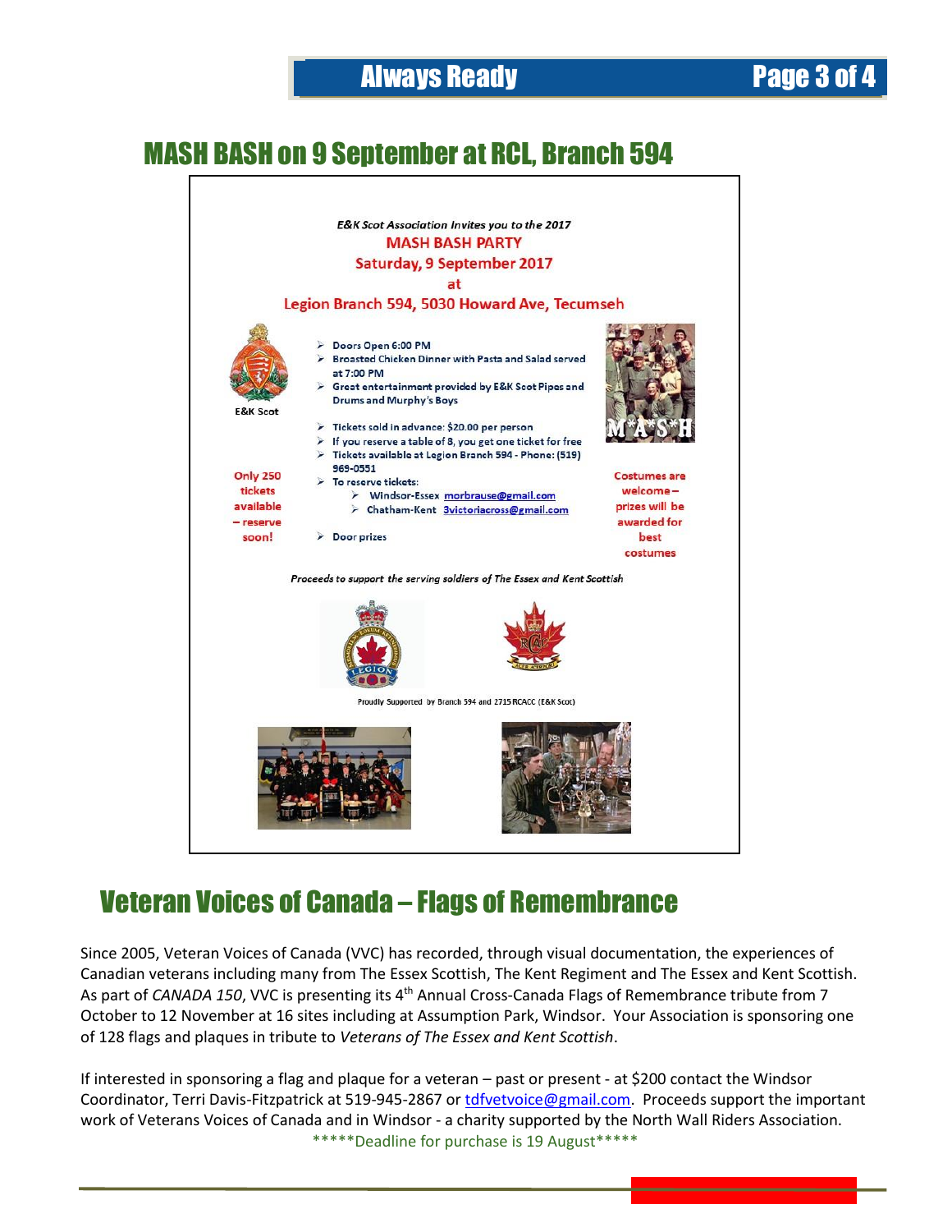## MASH BASH on 9 September at RCL, Branch 594

*E&K Scot Association Invites you to the 2017*

**MASH BASH PARTY**

**Saturday, 9 September 2017**

**at**

**Legion Branch 594, 5030 Howard Ave, Tecumseh**

E&K Scot

- Doors Open 6:00 PM
- Broasted Chicken Dinner with Pasta and Salad served at 7:00 PM
- Great entertainment provided by E&K Scot Pipes and Drums and Murphy's Boys
- Tickets sold in advance: $20.00 per person
- If you reserve a table of 8, you get one ticket for free
- Tickets available at Legion Branch 594 - Phone: (519) 969-0551
- To reserve tickets:
  - Windsor-Essex morbrause@gmail.com
  - Chatham-Kent 3victoriacross@gmail.com
- Door prizes

Only 250 tickets available – reserve soon!

Costumes are welcome – prizes will be awarded for best costumes

*Proceeds to support the serving soldiers of The Essex and Kent Scottish*

Proudly Supported by Branch 594 and 2715 RCACC (E&K Scot)

## Veteran Voices of Canada – Flags of Remembrance

Since 2005, Veteran Voices of Canada (VVC) has recorded, through visual documentation, the experiences of Canadian veterans including many from The Essex Scottish, The Kent Regiment and The Essex and Kent Scottish. As part of *CANADA 150*, VVC is presenting its 4th Annual Cross-Canada Flags of Remembrance tribute from 7 October to 12 November at 16 sites including at Assumption Park, Windsor. Your Association is sponsoring one of 128 flags and plaques in tribute to *Veterans of The Essex and Kent Scottish*.

If interested in sponsoring a flag and plaque for a veteran – past or present - at $200 contact the Windsor Coordinator, Terri Davis-Fitzpatrick at 519-945-2867 or tdfvetvoice@gmail.com. Proceeds support the important work of Veterans Voices of Canada and in Windsor - a charity supported by the North Wall Riders Association.

*****Deadline for purchase is 19 August*****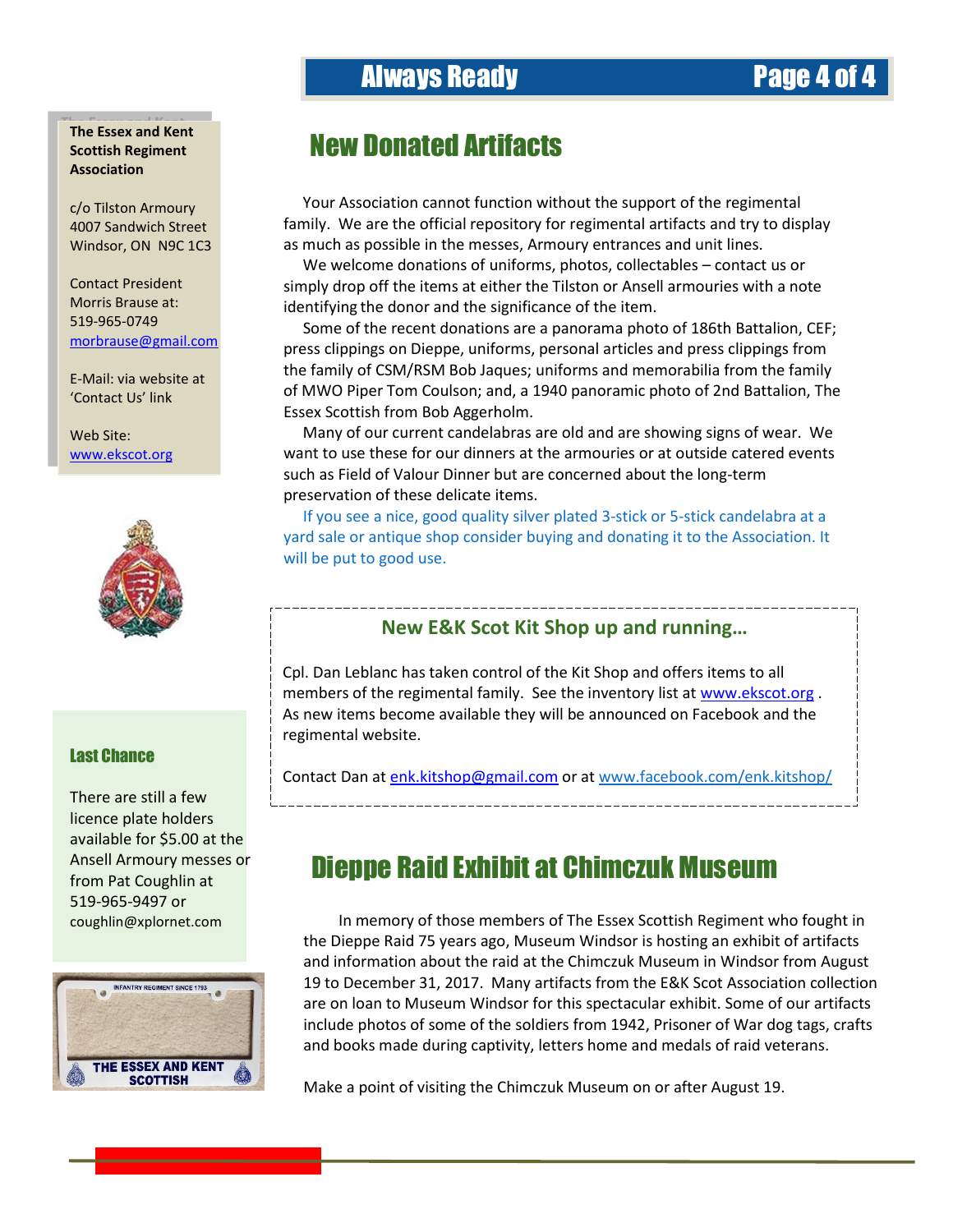**The Essex and Kent Scottish Regiment Association**

c/o Tilston Armoury
4007 Sandwich Street
Windsor, ON N9C 1C3

Contact President Morris Brause at:
519-965-0749
morbrause@gmail.com

E-Mail: via website at 'Contact Us' link

Web Site:
www.ekscot.org

## New Donated Artifacts

Your Association cannot function without the support of the regimental family. We are the official repository for regimental artifacts and try to display as much as possible in the messes, Armoury entrances and unit lines.

We welcome donations of uniforms, photos, collectables – contact us or simply drop off the items at either the Tilston or Ansell armouries with a note identifying the donor and the significance of the item.

Some of the recent donations are a panorama photo of 186th Battalion, CEF; press clippings on Dieppe, uniforms, personal articles and press clippings from the family of CSM/RSM Bob Jaques; uniforms and memorabilia from the family of MWO Piper Tom Coulson; and, a 1940 panoramic photo of 2nd Battalion, The Essex Scottish from Bob Aggerholm.

Many of our current candelabras are old and are showing signs of wear. We want to use these for our dinners at the armouries or at outside catered events such as Field of Valour Dinner but are concerned about the long-term preservation of these delicate items.

If you see a nice, good quality silver plated 3-stick or 5-stick candelabra at a yard sale or antique shop consider buying and donating it to the Association. It will be put to good use.

### New E&K Scot Kit Shop up and running…

Cpl. Dan Leblanc has taken control of the Kit Shop and offers items to all members of the regimental family. See the inventory list at www.ekscot.org . As new items become available they will be announced on Facebook and the regimental website.

Contact Dan at enk.kitshop@gmail.com or at www.facebook.com/enk.kitshop/

### Last Chance

There are still a few licence plate holders available for $5.00 at the Ansell Armoury messes or from Pat Coughlin at 519-965-9497 or coughlin@xplornet.com

## Dieppe Raid Exhibit at Chimczuk Museum

In memory of those members of The Essex Scottish Regiment who fought in the Dieppe Raid 75 years ago, Museum Windsor is hosting an exhibit of artifacts and information about the raid at the Chimczuk Museum in Windsor from August 19 to December 31, 2017. Many artifacts from the E&K Scot Association collection are on loan to Museum Windsor for this spectacular exhibit. Some of our artifacts include photos of some of the soldiers from 1942, Prisoner of War dog tags, crafts and books made during captivity, letters home and medals of raid veterans.

Make a point of visiting the Chimczuk Museum on or after August 19.